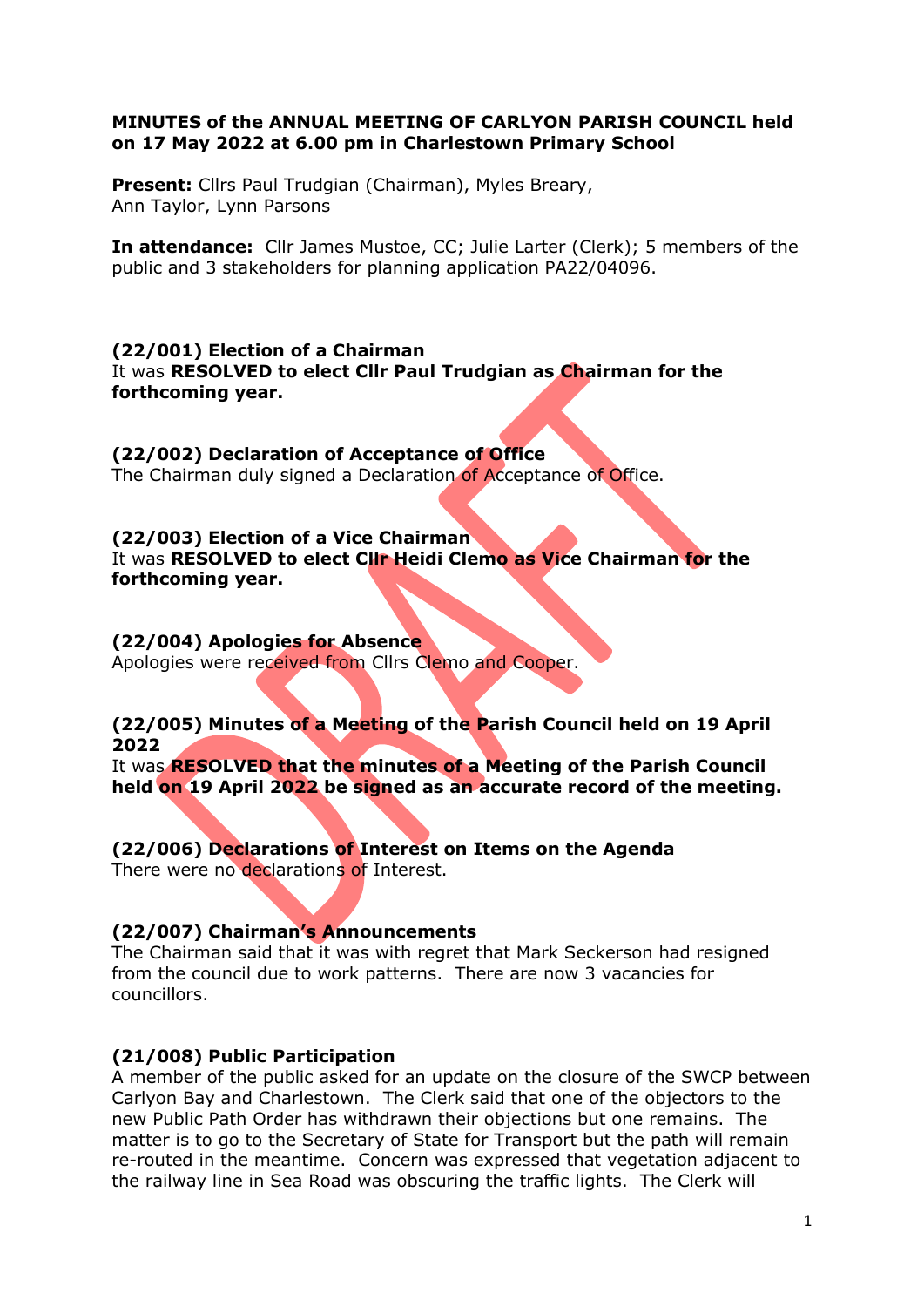**MINUTES of the ANNUAL MEETING OF CARLYON PARISH COUNCIL held on 17 May 2022 at 6.00 pm in Charlestown Primary School**

**Present:** Cllrs Paul Trudgian (Chairman), Myles Breary, Ann Taylor, Lynn Parsons

**In attendance:** Cllr James Mustoe, CC; Julie Larter (Clerk); 5 members of the public and 3 stakeholders for planning application PA22/04096.

**(22/001) Election of a Chairman**
It was **RESOLVED to elect Cllr Paul Trudgian as Chairman for the forthcoming year.**

**(22/002) Declaration of Acceptance of Office**
The Chairman duly signed a Declaration of Acceptance of Office.

**(22/003) Election of a Vice Chairman**
It was **RESOLVED to elect Cllr Heidi Clemo as Vice Chairman for the forthcoming year.**

**(22/004) Apologies for Absence**
Apologies were received from Cllrs Clemo and Cooper.

**(22/005) Minutes of a Meeting of the Parish Council held on 19 April 2022**
It was **RESOLVED that the minutes of a Meeting of the Parish Council held on 19 April 2022 be signed as an accurate record of the meeting.**

**(22/006) Declarations of Interest on Items on the Agenda**
There were no declarations of Interest.

**(22/007) Chairman's Announcements**
The Chairman said that it was with regret that Mark Seckerson had resigned from the council due to work patterns. There are now 3 vacancies for councillors.

**(21/008) Public Participation**
A member of the public asked for an update on the closure of the SWCP between Carlyon Bay and Charlestown. The Clerk said that one of the objectors to the new Public Path Order has withdrawn their objections but one remains. The matter is to go to the Secretary of State for Transport but the path will remain re-routed in the meantime. Concern was expressed that vegetation adjacent to the railway line in Sea Road was obscuring the traffic lights. The Clerk will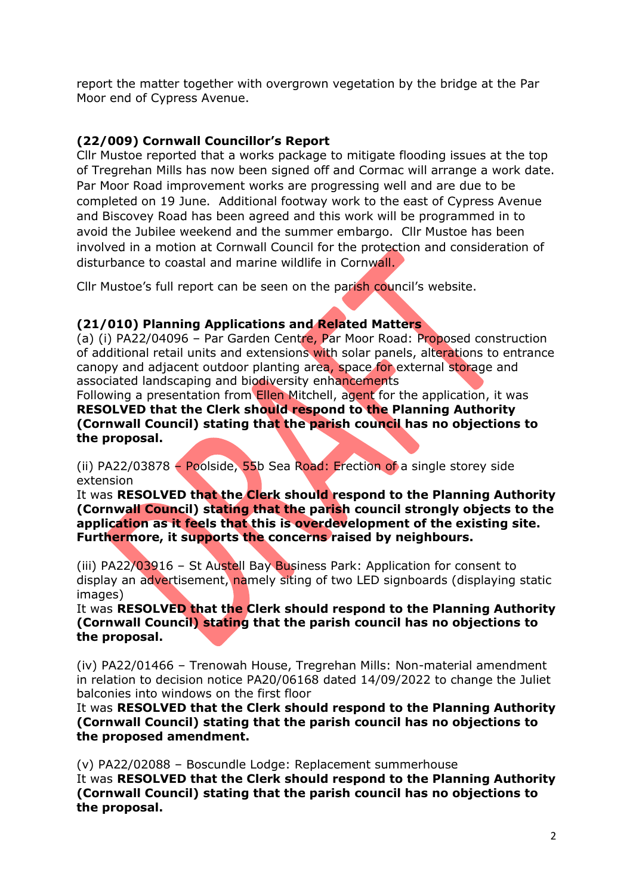report the matter together with overgrown vegetation by the bridge at the Par Moor end of Cypress Avenue.

**(22/009) Cornwall Councillor's Report**

Cllr Mustoe reported that a works package to mitigate flooding issues at the top of Tregrehan Mills has now been signed off and Cormac will arrange a work date. Par Moor Road improvement works are progressing well and are due to be completed on 19 June. Additional footway work to the east of Cypress Avenue and Biscovey Road has been agreed and this work will be programmed in to avoid the Jubilee weekend and the summer embargo. Cllr Mustoe has been involved in a motion at Cornwall Council for the protection and consideration of disturbance to coastal and marine wildlife in Cornwall.

Cllr Mustoe's full report can be seen on the parish council's website.

**(21/010) Planning Applications and Related Matters**

(a) (i) PA22/04096 – Par Garden Centre, Par Moor Road: Proposed construction of additional retail units and extensions with solar panels, alterations to entrance canopy and adjacent outdoor planting area, space for external storage and associated landscaping and biodiversity enhancements

Following a presentation from Ellen Mitchell, agent for the application, it was **RESOLVED that the Clerk should respond to the Planning Authority (Cornwall Council) stating that the parish council has no objections to the proposal.**

(ii) PA22/03878 – Poolside, 55b Sea Road: Erection of a single storey side extension

It was **RESOLVED that the Clerk should respond to the Planning Authority (Cornwall Council) stating that the parish council strongly objects to the application as it feels that this is overdevelopment of the existing site. Furthermore, it supports the concerns raised by neighbours.**

(iii) PA22/03916 – St Austell Bay Business Park: Application for consent to display an advertisement, namely siting of two LED signboards (displaying static images)

It was **RESOLVED that the Clerk should respond to the Planning Authority (Cornwall Council) stating that the parish council has no objections to the proposal.**

(iv) PA22/01466 – Trenowah House, Tregrehan Mills: Non-material amendment in relation to decision notice PA20/06168 dated 14/09/2022 to change the Juliet balconies into windows on the first floor

It was **RESOLVED that the Clerk should respond to the Planning Authority (Cornwall Council) stating that the parish council has no objections to the proposed amendment.**

(v) PA22/02088 – Boscundle Lodge: Replacement summerhouse

It was **RESOLVED that the Clerk should respond to the Planning Authority (Cornwall Council) stating that the parish council has no objections to the proposal.**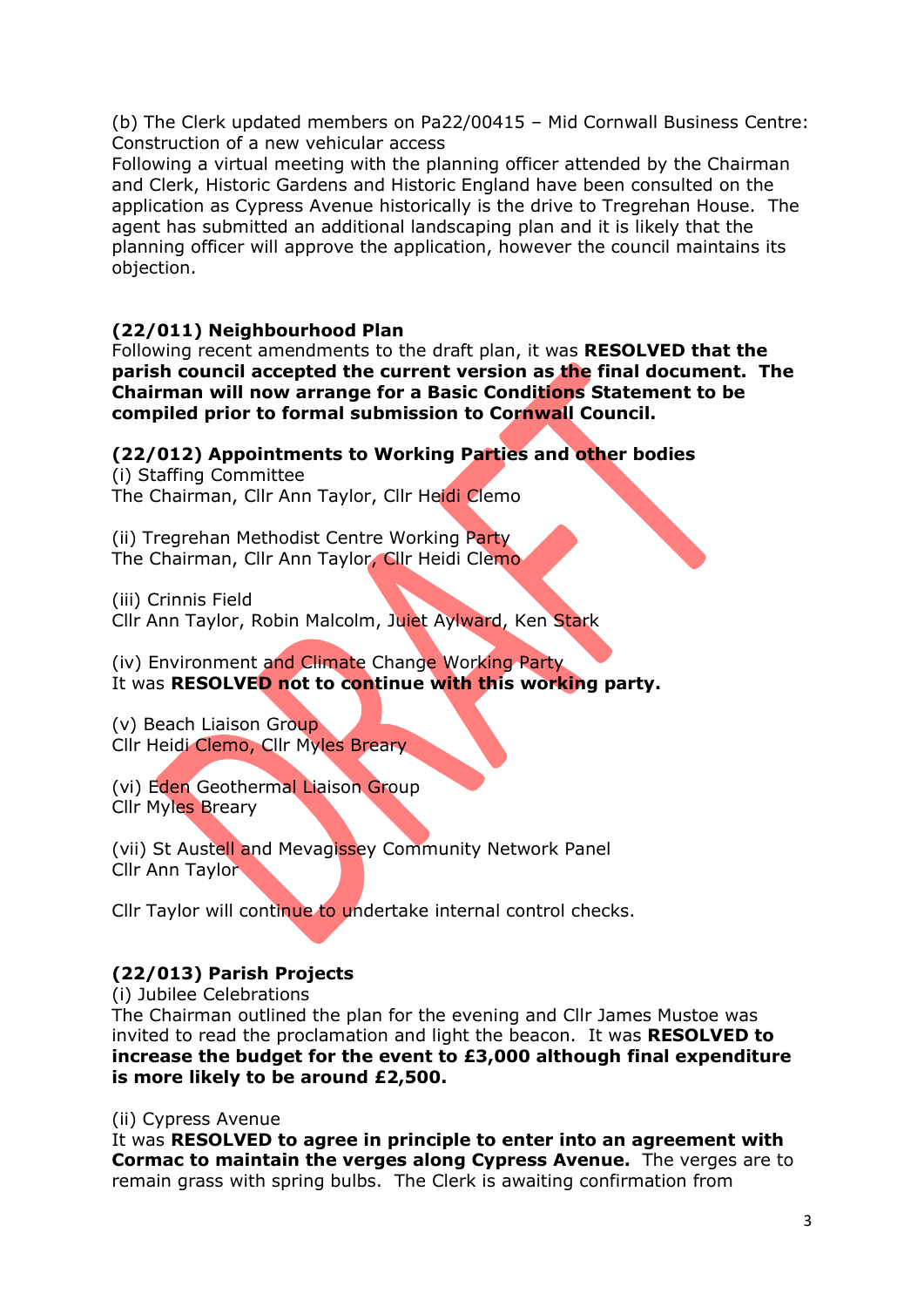(b) The Clerk updated members on Pa22/00415 – Mid Cornwall Business Centre: Construction of a new vehicular access

Following a virtual meeting with the planning officer attended by the Chairman and Clerk, Historic Gardens and Historic England have been consulted on the application as Cypress Avenue historically is the drive to Tregrehan House. The agent has submitted an additional landscaping plan and it is likely that the planning officer will approve the application, however the council maintains its objection.

**(22/011) Neighbourhood Plan**

Following recent amendments to the draft plan, it was **RESOLVED that the parish council accepted the current version as the final document. The Chairman will now arrange for a Basic Conditions Statement to be compiled prior to formal submission to Cornwall Council.**

**(22/012) Appointments to Working Parties and other bodies**

(i) Staffing Committee
The Chairman, Cllr Ann Taylor, Cllr Heidi Clemo

(ii) Tregrehan Methodist Centre Working Party
The Chairman, Cllr Ann Taylor, Cllr Heidi Clemo

(iii) Crinnis Field
Cllr Ann Taylor, Robin Malcolm, Juiet Aylward, Ken Stark

(iv) Environment and Climate Change Working Party
It was **RESOLVED not to continue with this working party.**

(v) Beach Liaison Group
Cllr Heidi Clemo, Cllr Myles Breary

(vi) Eden Geothermal Liaison Group
Cllr Myles Breary

(vii) St Austell and Mevagissey Community Network Panel
Cllr Ann Taylor

Cllr Taylor will continue to undertake internal control checks.

**(22/013) Parish Projects**

(i) Jubilee Celebrations
The Chairman outlined the plan for the evening and Cllr James Mustoe was invited to read the proclamation and light the beacon. It was **RESOLVED to increase the budget for the event to £3,000 although final expenditure is more likely to be around £2,500.**

(ii) Cypress Avenue
It was **RESOLVED to agree in principle to enter into an agreement with Cormac to maintain the verges along Cypress Avenue.** The verges are to remain grass with spring bulbs. The Clerk is awaiting confirmation from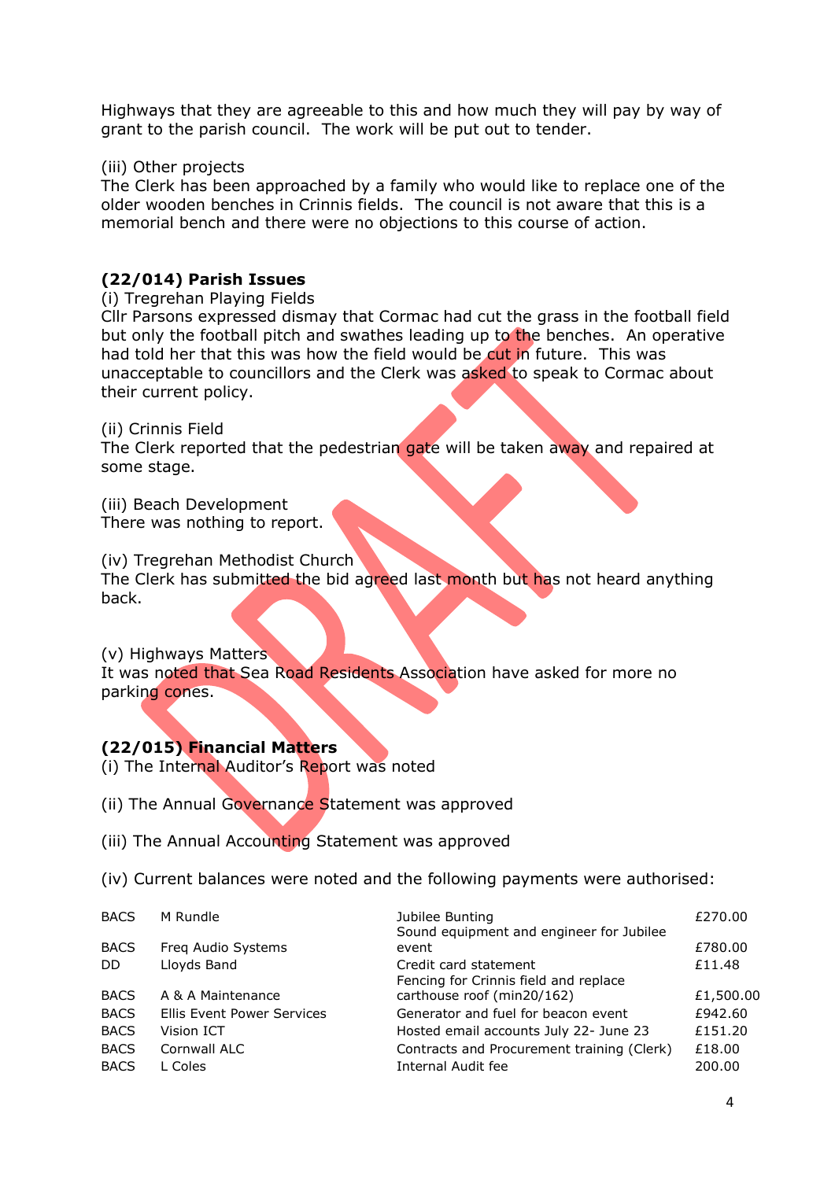Highways that they are agreeable to this and how much they will pay by way of grant to the parish council. The work will be put out to tender.

(iii) Other projects
The Clerk has been approached by a family who would like to replace one of the older wooden benches in Crinnis fields. The council is not aware that this is a memorial bench and there were no objections to this course of action.

**(22/014) Parish Issues**
(i) Tregrehan Playing Fields
Cllr Parsons expressed dismay that Cormac had cut the grass in the football field but only the football pitch and swathes leading up to the benches. An operative had told her that this was how the field would be cut in future. This was unacceptable to councillors and the Clerk was asked to speak to Cormac about their current policy.

(ii) Crinnis Field
The Clerk reported that the pedestrian gate will be taken away and repaired at some stage.

(iii) Beach Development
There was nothing to report.

(iv) Tregrehan Methodist Church
The Clerk has submitted the bid agreed last month but has not heard anything back.

(v) Highways Matters
It was noted that Sea Road Residents Association have asked for more no parking cones.

**(22/015) Financial Matters**
(i) The Internal Auditor's Report was noted

(ii) The Annual Governance Statement was approved

(iii) The Annual Accounting Statement was approved

(iv) Current balances were noted and the following payments were authorised:

| | | | |
|---|---|---|---|
| BACS | M Rundle | Jubilee Bunting | £270.00 |
| BACS | Freq Audio Systems | Sound equipment and engineer for Jubilee event | £780.00 |
| DD | Lloyds Band | Credit card statement | £11.48 |
| BACS | A & A Maintenance | Fencing for Crinnis field and replace carthouse roof (min20/162) | £1,500.00 |
| BACS | Ellis Event Power Services | Generator and fuel for beacon event | £942.60 |
| BACS | Vision ICT | Hosted email accounts July 22- June 23 | £151.20 |
| BACS | Cornwall ALC | Contracts and Procurement training (Clerk) | £18.00 |
| BACS | L Coles | Internal Audit fee | 200.00 |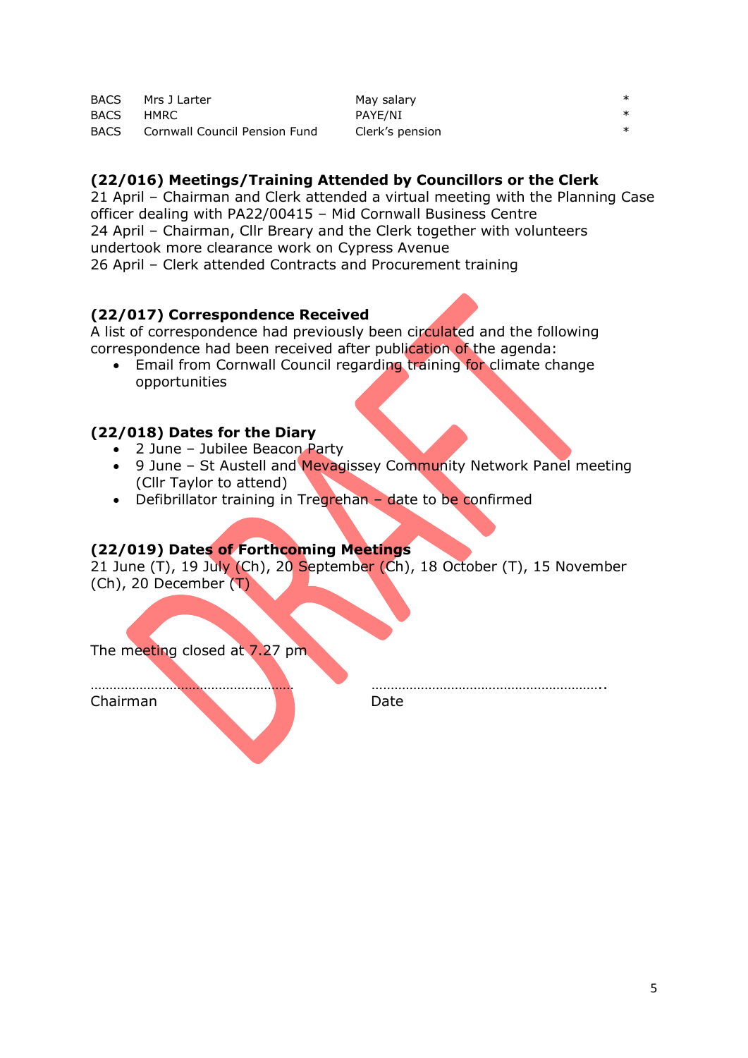| | | | |
|---|---|---|---|
| BACS | Mrs J Larter | May salary | * |
| BACS | HMRC | PAYE/NI | * |
| BACS | Cornwall Council Pension Fund | Clerk's pension | * |

**(22/016) Meetings/Training Attended by Councillors or the Clerk**

21 April – Chairman and Clerk attended a virtual meeting with the Planning Case officer dealing with PA22/00415 – Mid Cornwall Business Centre
24 April – Chairman, Cllr Breary and the Clerk together with volunteers undertook more clearance work on Cypress Avenue
26 April – Clerk attended Contracts and Procurement training

**(22/017) Correspondence Received**

A list of correspondence had previously been circulated and the following correspondence had been received after publication of the agenda:

- Email from Cornwall Council regarding training for climate change opportunities

**(22/018) Dates for the Diary**

- 2 June – Jubilee Beacon Party
- 9 June – St Austell and Mevagissey Community Network Panel meeting (Cllr Taylor to attend)
- Defibrillator training in Tregrehan – date to be confirmed

**(22/019) Dates of Forthcoming Meetings**

21 June (T), 19 July (Ch), 20 September (Ch), 18 October (T), 15 November (Ch), 20 December (T)

The meeting closed at 7.27 pm

……………………………………………… ………………………………………………..
Chairman Date

DRAFT